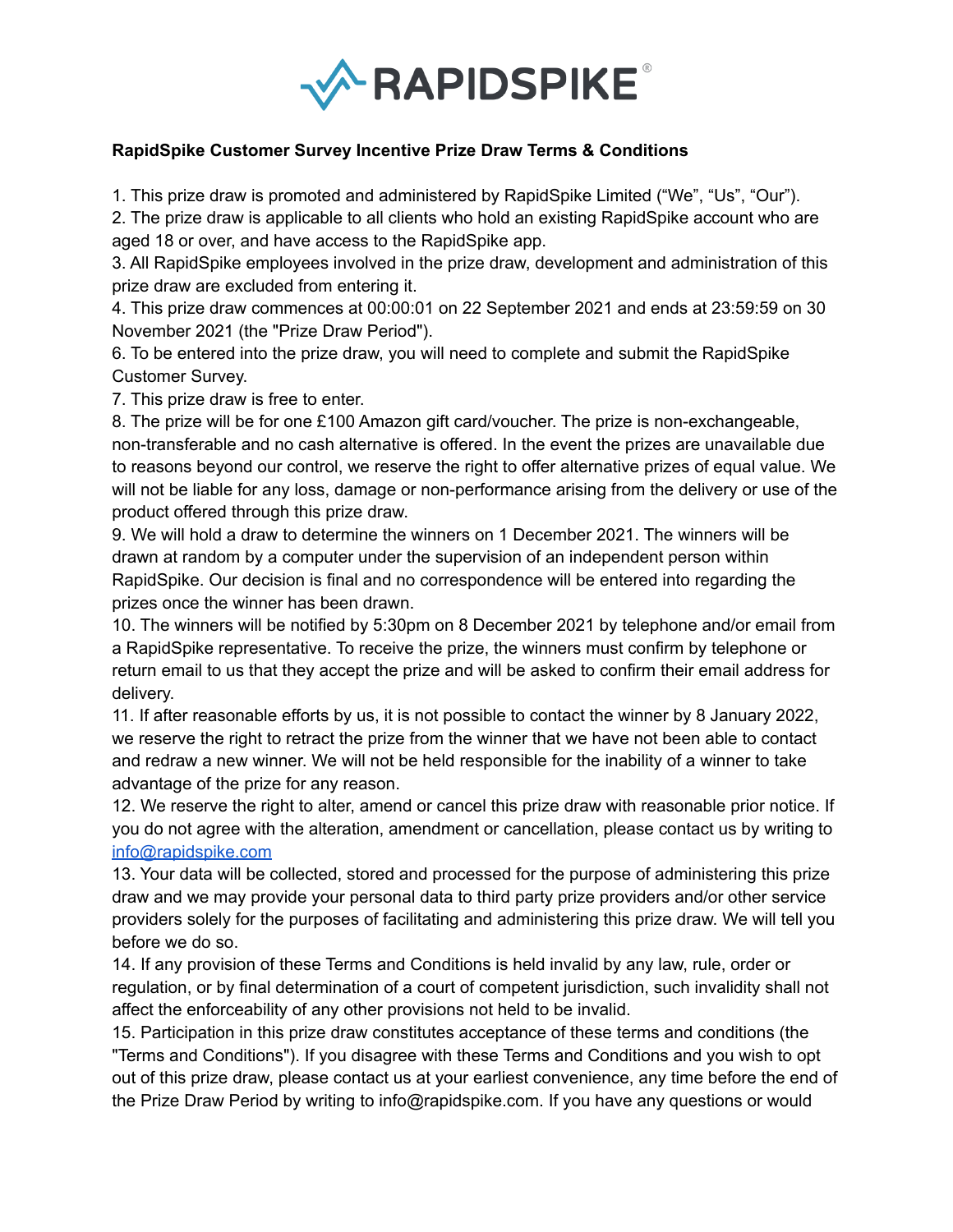# RAPIDSPIKE®

**RapidSpike Customer Survey Incentive Prize Draw Terms & Conditions**

1. This prize draw is promoted and administered by RapidSpike Limited ("We", "Us", "Our").
2. The prize draw is applicable to all clients who hold an existing RapidSpike account who are aged 18 or over, and have access to the RapidSpike app.
3. All RapidSpike employees involved in the prize draw, development and administration of this prize draw are excluded from entering it.
4. This prize draw commences at 00:00:01 on 22 September 2021 and ends at 23:59:59 on 30 November 2021 (the "Prize Draw Period").
6. To be entered into the prize draw, you will need to complete and submit the RapidSpike Customer Survey.
7. This prize draw is free to enter.
8. The prize will be for one £100 Amazon gift card/voucher. The prize is non-exchangeable, non-transferable and no cash alternative is offered. In the event the prizes are unavailable due to reasons beyond our control, we reserve the right to offer alternative prizes of equal value. We will not be liable for any loss, damage or non-performance arising from the delivery or use of the product offered through this prize draw.
9. We will hold a draw to determine the winners on 1 December 2021. The winners will be drawn at random by a computer under the supervision of an independent person within RapidSpike. Our decision is final and no correspondence will be entered into regarding the prizes once the winner has been drawn.
10. The winners will be notified by 5:30pm on 8 December 2021 by telephone and/or email from a RapidSpike representative. To receive the prize, the winners must confirm by telephone or return email to us that they accept the prize and will be asked to confirm their email address for delivery.
11. If after reasonable efforts by us, it is not possible to contact the winner by 8 January 2022, we reserve the right to retract the prize from the winner that we have not been able to contact and redraw a new winner. We will not be held responsible for the inability of a winner to take advantage of the prize for any reason.
12. We reserve the right to alter, amend or cancel this prize draw with reasonable prior notice. If you do not agree with the alteration, amendment or cancellation, please contact us by writing to info@rapidspike.com
13. Your data will be collected, stored and processed for the purpose of administering this prize draw and we may provide your personal data to third party prize providers and/or other service providers solely for the purposes of facilitating and administering this prize draw. We will tell you before we do so.
14. If any provision of these Terms and Conditions is held invalid by any law, rule, order or regulation, or by final determination of a court of competent jurisdiction, such invalidity shall not affect the enforceability of any other provisions not held to be invalid.
15. Participation in this prize draw constitutes acceptance of these terms and conditions (the "Terms and Conditions"). If you disagree with these Terms and Conditions and you wish to opt out of this prize draw, please contact us at your earliest convenience, any time before the end of the Prize Draw Period by writing to info@rapidspike.com. If you have any questions or would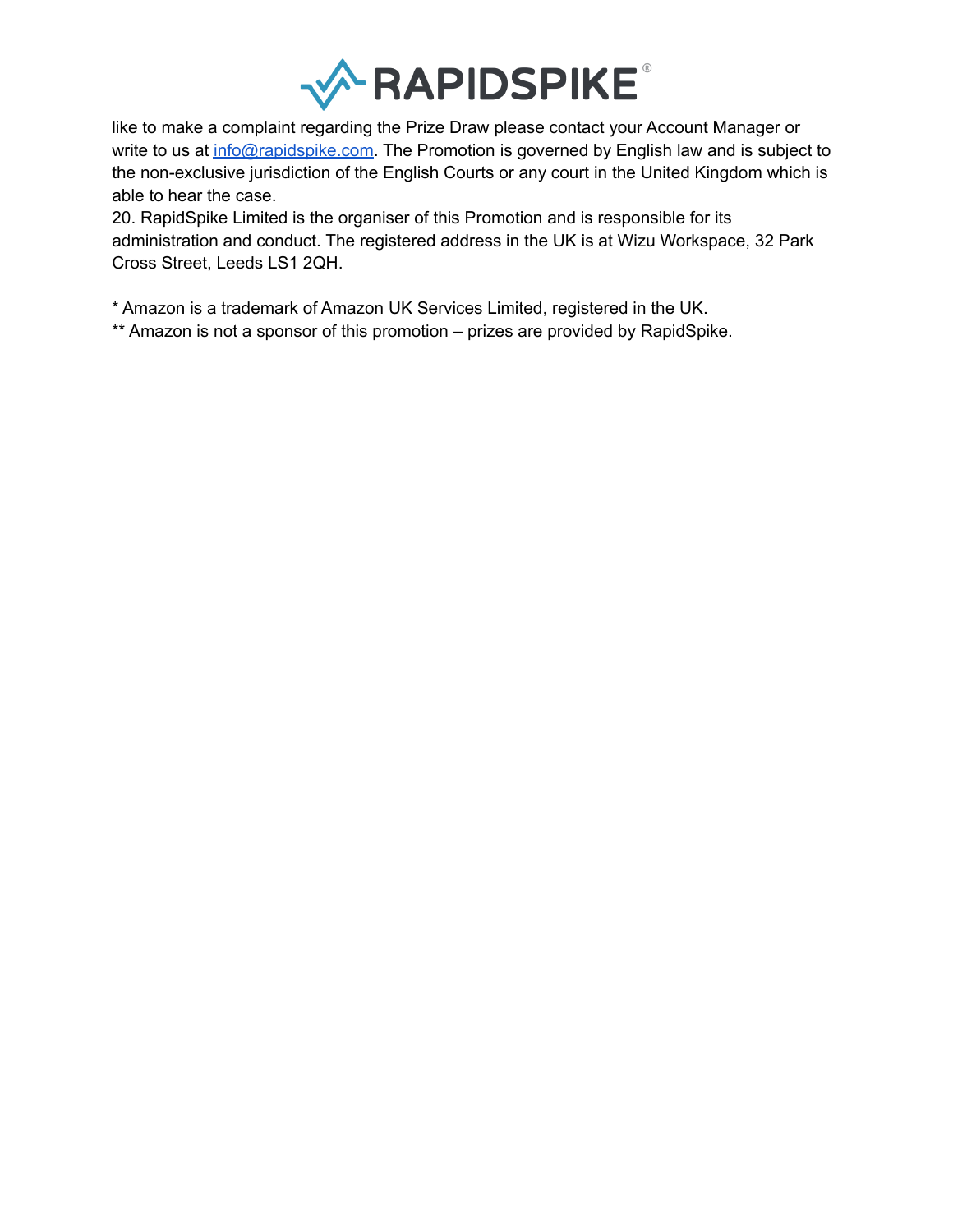like to make a complaint regarding the Prize Draw please contact your Account Manager or write to us at info@rapidspike.com. The Promotion is governed by English law and is subject to the non-exclusive jurisdiction of the English Courts or any court in the United Kingdom which is able to hear the case.

20. RapidSpike Limited is the organiser of this Promotion and is responsible for its administration and conduct. The registered address in the UK is at Wizu Workspace, 32 Park Cross Street, Leeds LS1 2QH.

* Amazon is a trademark of Amazon UK Services Limited, registered in the UK.

** Amazon is not a sponsor of this promotion – prizes are provided by RapidSpike.